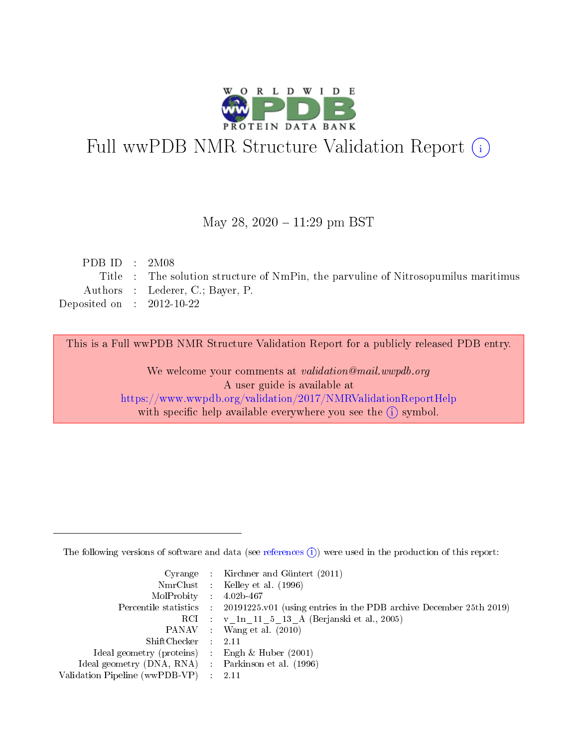# Full wwPDB NMR Structure Validation Report (i)

May 28, 2020 – 11:29 pm BST

| | | |
|---|---|---|
| PDB ID | : | 2M08 |
| Title | : | The solution structure of NmPin, the parvuline of Nitrosopumilus maritimus |
| Authors | : | Lederer, C.; Bayer, P. |
| Deposited on | : | 2012-10-22 |

This is a Full wwPDB NMR Structure Validation Report for a publicly released PDB entry.

We welcome your comments at *validation@mail.wwpdb.org*
A user guide is available at
https://www.wwpdb.org/validation/2017/NMRValidationReportHelp
with specific help available everywhere you see the (i) symbol.

The following versions of software and data (see references (i)) were used in the production of this report:

| | | |
|---|---|---|
| Cyrange | : | Kirchner and Güntert (2011) |
| NmrClust | : | Kelley et al. (1996) |
| MolProbity | : | 4.02b-467 |
| Percentile statistics | : | 20191225.v01 (using entries in the PDB archive December 25th 2019) |
| RCI | : | v_1n_11_5_13_A (Berjanski et al., 2005) |
| PANAV | : | Wang et al. (2010) |
| ShiftChecker | : | 2.11 |
| Ideal geometry (proteins) | : | Engh & Huber (2001) |
| Ideal geometry (DNA, RNA) | : | Parkinson et al. (1996) |
| Validation Pipeline (wwPDB-VP) | : | 2.11 |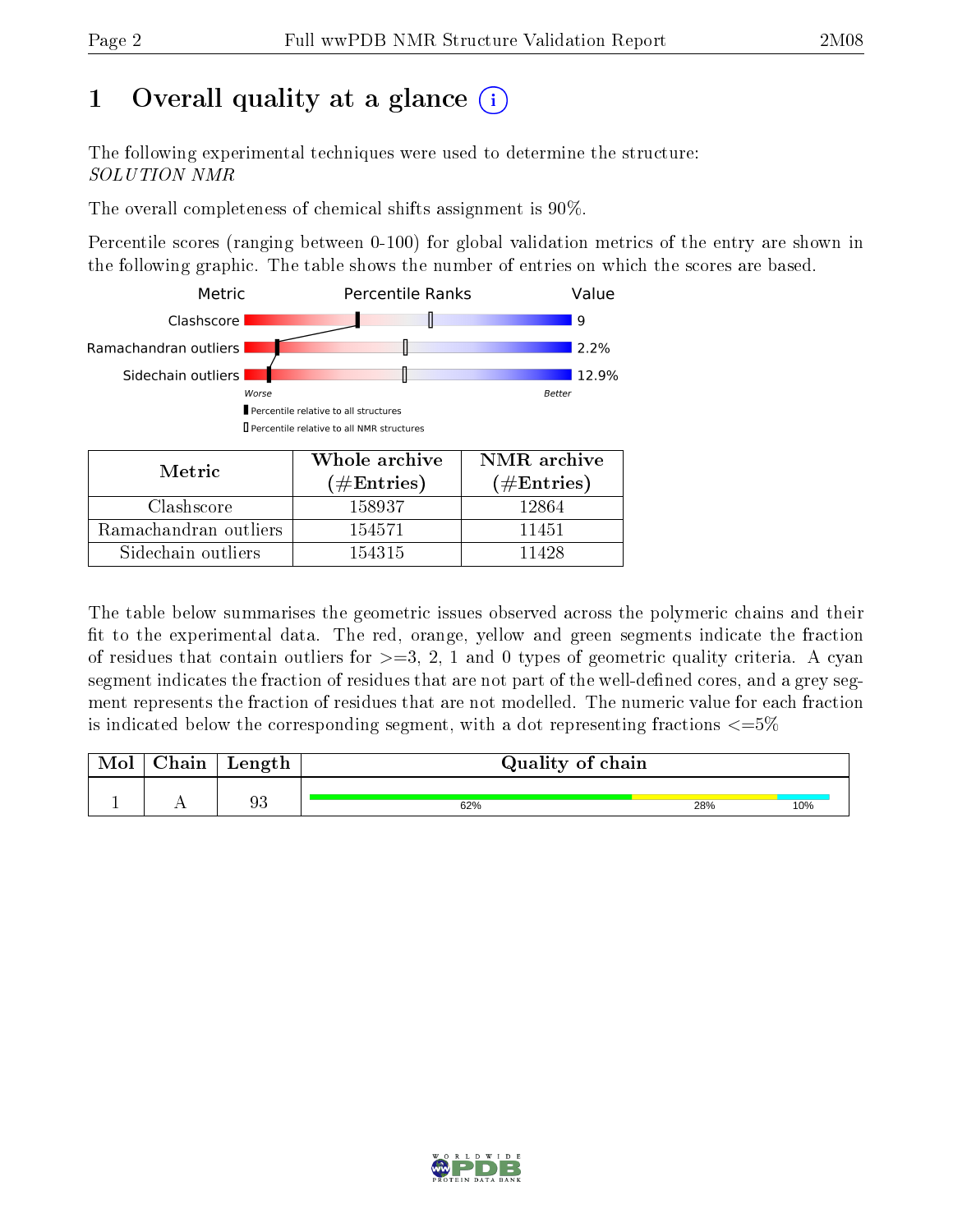# 1 Overall quality at a glance (i)

The following experimental techniques were used to determine the structure: *SOLUTION NMR*

The overall completeness of chemical shifts assignment is 90%.

Percentile scores (ranging between 0-100) for global validation metrics of the entry are shown in the following graphic. The table shows the number of entries on which the scores are based.

| Metric | Value |
|---|---|
| Clashscore | 9 |
| Ramachandran outliers | 2.2% |
| Sidechain outliers | 12.9% |

| Metric | Whole archive (#Entries) | NMR archive (#Entries) |
|---|---|---|
| Clashscore | 158937 | 12864 |
| Ramachandran outliers | 154571 | 11451 |
| Sidechain outliers | 154315 | 11428 |

The table below summarises the geometric issues observed across the polymeric chains and their fit to the experimental data. The red, orange, yellow and green segments indicate the fraction of residues that contain outliers for >=3, 2, 1 and 0 types of geometric quality criteria. A cyan segment indicates the fraction of residues that are not part of the well-defined cores, and a grey segment represents the fraction of residues that are not modelled. The numeric value for each fraction is indicated below the corresponding segment, with a dot representing fractions <=5%

| Mol | Chain | Length | Quality of chain |
|---|---|---|---|
| 1 | A | 93 | 62% 28% 10% |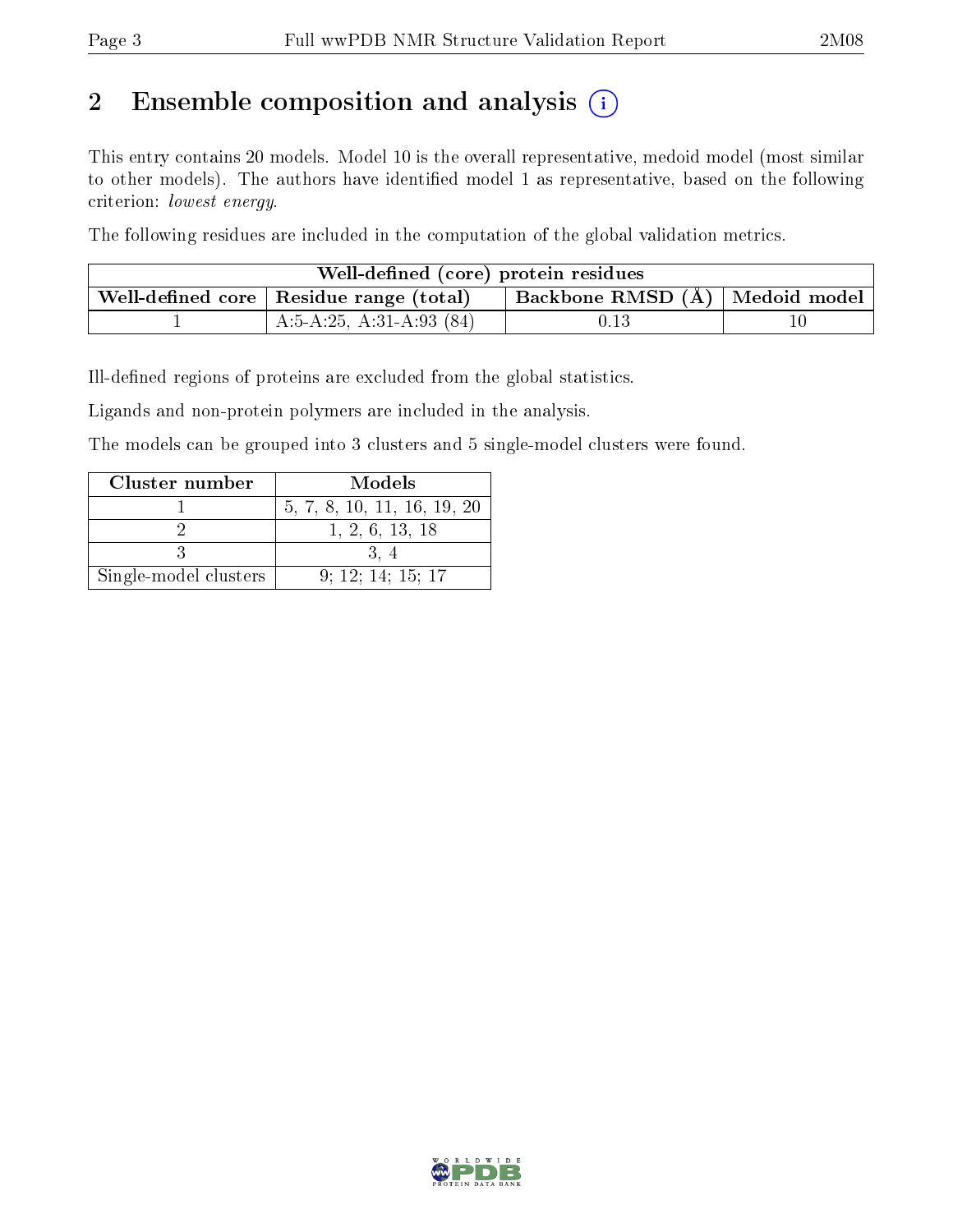## 2 Ensemble composition and analysis

This entry contains 20 models. Model 10 is the overall representative, medoid model (most similar to other models). The authors have identified model 1 as representative, based on the following criterion: *lowest energy*.

The following residues are included in the computation of the global validation metrics.

| Well-defined (core) protein residues | | | |
|---|---|---|---|
| Well-defined core | Residue range (total) | Backbone RMSD (Å) | Medoid model |
| 1 | A:5-A:25, A:31-A:93 (84) | 0.13 | 10 |

Ill-defined regions of proteins are excluded from the global statistics.

Ligands and non-protein polymers are included in the analysis.

The models can be grouped into 3 clusters and 5 single-model clusters were found.

| Cluster number | Models |
|---|---|
| 1 | 5, 7, 8, 10, 11, 16, 19, 20 |
| 2 | 1, 2, 6, 13, 18 |
| 3 | 3, 4 |
| Single-model clusters | 9; 12; 14; 15; 17 |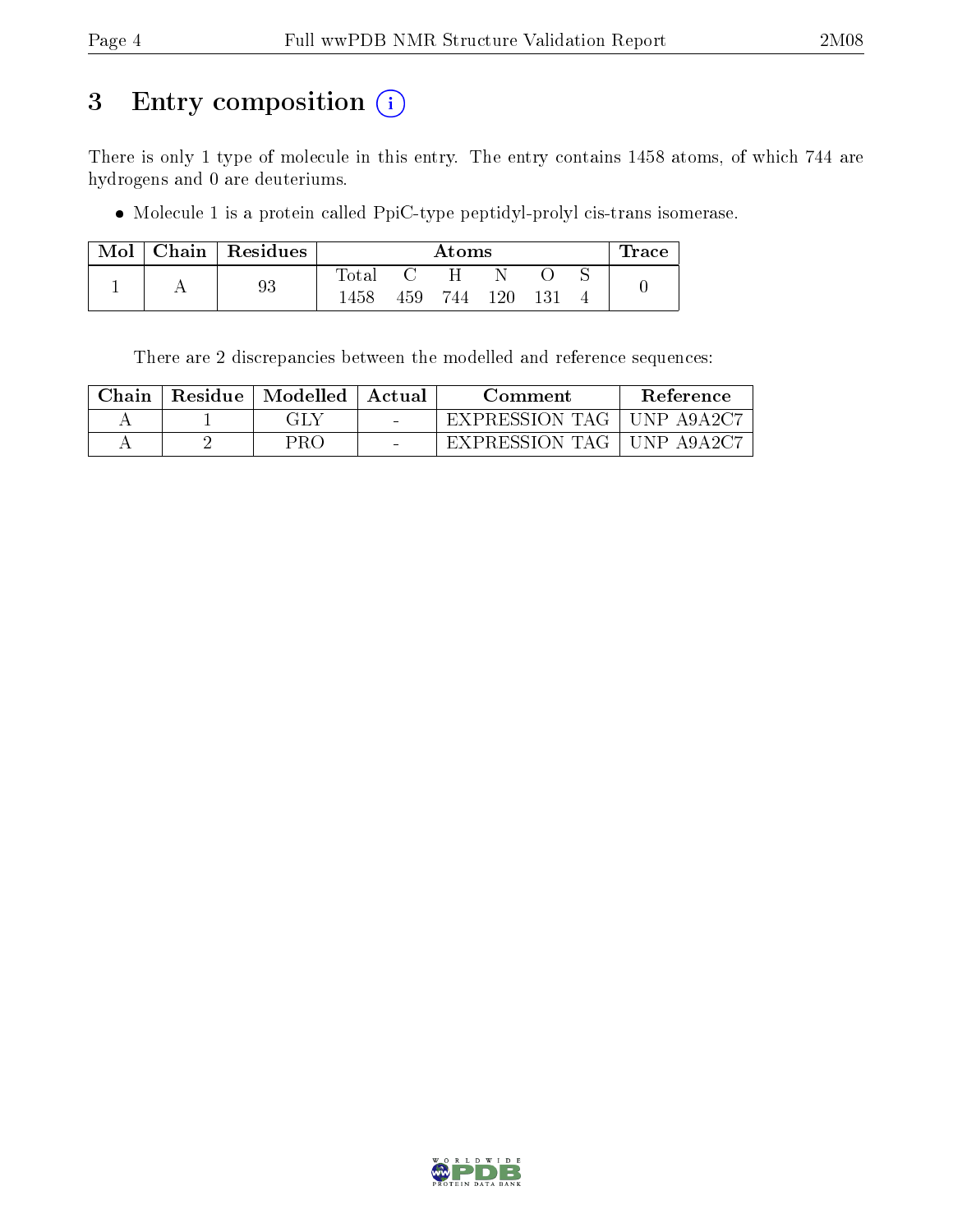# 3 Entry composition (i)

There is only 1 type of molecule in this entry. The entry contains 1458 atoms, of which 744 are hydrogens and 0 are deuteriums.

- Molecule 1 is a protein called PpiC-type peptidyl-prolyl cis-trans isomerase.

| Mol | Chain | Residues | Atoms | | | | | | Trace |
|---|---|---|---|---|---|---|---|---|---|
| | | | Total | C | H | N | O | S | |
| 1 | A | 93 | 1458 | 459 | 744 | 120 | 131 | 4 | 0 |

There are 2 discrepancies between the modelled and reference sequences:

| Chain | Residue | Modelled | Actual | Comment | Reference |
|---|---|---|---|---|---|
| A | 1 | GLY | - | EXPRESSION TAG | UNP A9A2C7 |
| A | 2 | PRO | - | EXPRESSION TAG | UNP A9A2C7 |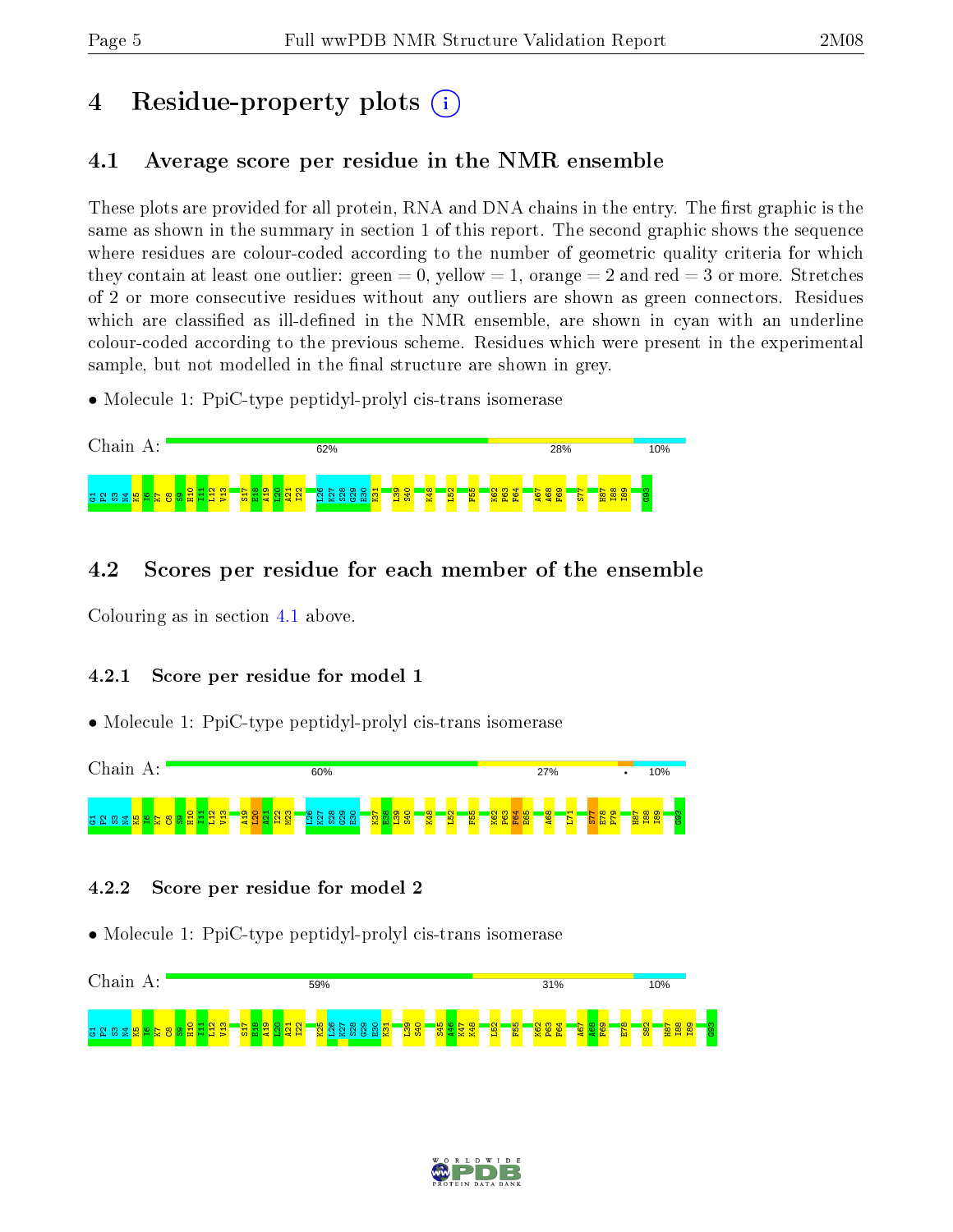# 4 Residue-property plots

## 4.1 Average score per residue in the NMR ensemble

These plots are provided for all protein, RNA and DNA chains in the entry. The first graphic is the same as shown in the summary in section 1 of this report. The second graphic shows the sequence where residues are colour-coded according to the number of geometric quality criteria for which they contain at least one outlier: green = 0, yellow = 1, orange = 2 and red = 3 or more. Stretches of 2 or more consecutive residues without any outliers are shown as green connectors. Residues which are classified as ill-defined in the NMR ensemble, are shown in cyan with an underline colour-coded according to the previous scheme. Residues which were present in the experimental sample, but not modelled in the final structure are shown in grey.

- Molecule 1: PpiC-type peptidyl-prolyl cis-trans isomerase

Chain A: 62% 28% 10%

G1 P2 S3 N4 K5 I6 K7 C8 S9 H10 I11 L12 V13 S17 E18 A19 L20 A21 I22 L26 K27 S28 G29 E30 K31 L39 S40 K48 L52 F55 K62 P63 F64 A67 A68 F69 S77 H87 I88 I89 G93

## 4.2 Scores per residue for each member of the ensemble

Colouring as in section 4.1 above.

### 4.2.1 Score per residue for model 1

- Molecule 1: PpiC-type peptidyl-prolyl cis-trans isomerase

Chain A: 60% 27% • 10%

G1 P2 S3 N4 K5 I6 K7 C8 S9 H10 I11 L12 V13 A19 L20 A21 I22 M23 L26 K27 S28 G29 E30 K37 E38 L39 S40 K48 L52 F55 K62 P63 F64 E65 A68 L71 S77 E78 F79 H87 I88 I89 G93

### 4.2.2 Score per residue for model 2

- Molecule 1: PpiC-type peptidyl-prolyl cis-trans isomerase

Chain A: 59% 31% 10%

G1 P2 S3 N4 K5 I6 K7 C8 S9 H10 I11 L12 V13 S17 E18 A19 L20 A21 I22 K25 L26 K27 S28 G29 E30 K31 L39 S40 S45 A46 K47 K48 L52 F55 K62 P63 F64 A67 A68 F69 E78 S82 H87 I88 I89 G93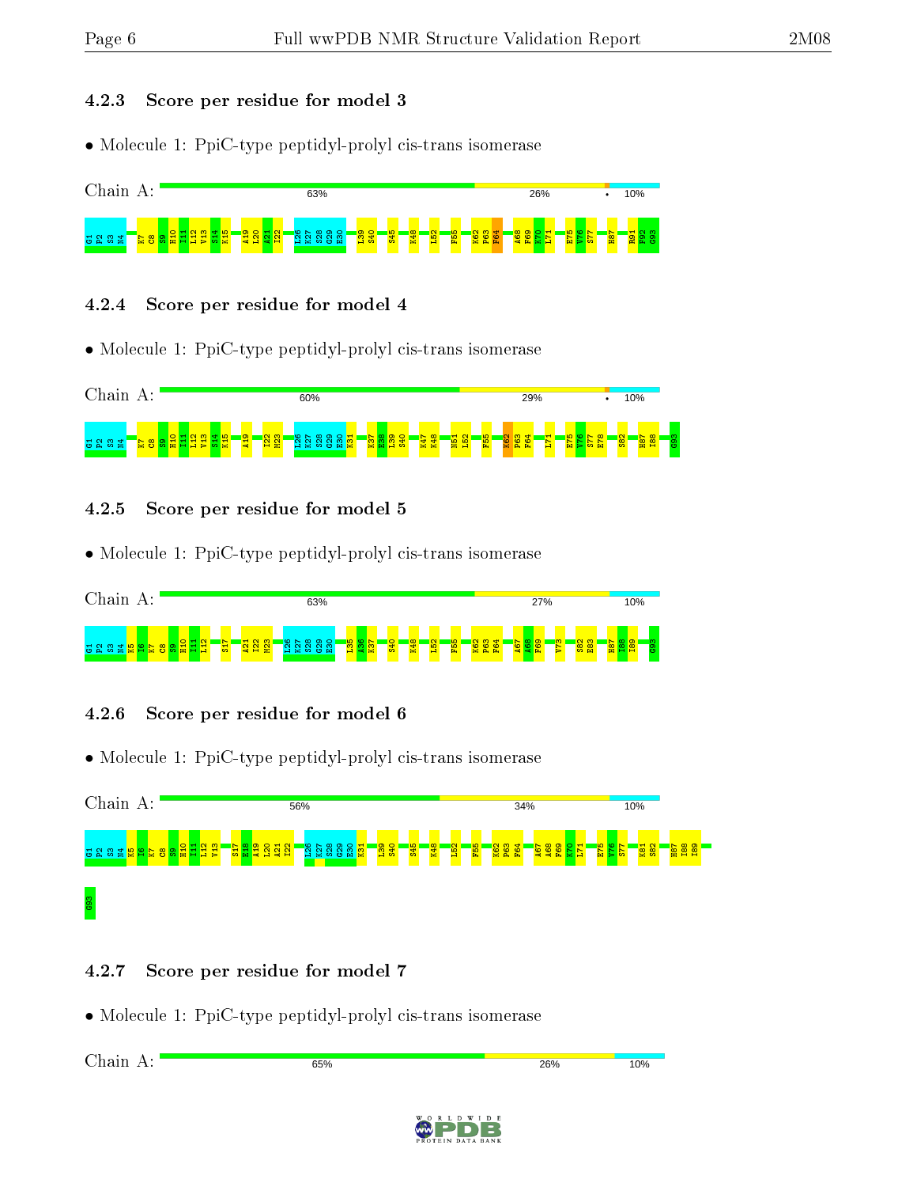### 4.2.3 Score per residue for model 3

- Molecule 1: PpiC-type peptidyl-prolyl cis-trans isomerase

Chain A: 63% 26% • 10%

G1 P2 S3 N4 K7 C8 S9 H10 I11 L12 V13 S14 K15 A19 L20 A21 I22 L26 K27 S28 G29 E30 L39 S40 S45 K48 L52 F55 K62 P63 F64 A68 F69 K70 L71 E75 V76 S77 H87 R91 F92 G93

### 4.2.4 Score per residue for model 4

- Molecule 1: PpiC-type peptidyl-prolyl cis-trans isomerase

Chain A: 60% 29% • 10%

G1 P2 S3 N4 K7 C8 S9 H10 I11 L12 V13 S14 K15 A19 I22 M23 L26 K27 S28 G29 E30 K31 K37 E38 L39 S40 K47 K48 N51 L52 F55 K62 P63 F64 L71 E75 V76 S77 E78 S82 H87 I88 G93

### 4.2.5 Score per residue for model 5

- Molecule 1: PpiC-type peptidyl-prolyl cis-trans isomerase

Chain A: 63% 27% 10%

G1 P2 S3 N4 K5 I6 K7 C8 S9 H10 I11 L12 S17 A21 I22 M23 L26 K27 S28 G29 E30 L35 A36 K37 S40 K48 L52 F55 K62 P63 F64 A67 A68 F69 V73 S82 E83 H87 I88 I89 G93

### 4.2.6 Score per residue for model 6

- Molecule 1: PpiC-type peptidyl-prolyl cis-trans isomerase

Chain A: 56% 34% 10%

G1 P2 S3 N4 K5 I6 K7 C8 S9 H10 I11 L12 V13 S17 E18 A19 L20 A21 I22 L26 K27 S28 G29 E30 K31 L39 S40 S45 K48 L52 F55 K62 P63 F64 A67 A68 F69 K70 L71 E75 V76 S77 K81 S82 H87 I88 I89 G93

### 4.2.7 Score per residue for model 7

- Molecule 1: PpiC-type peptidyl-prolyl cis-trans isomerase

Chain A: 65% 26% 10%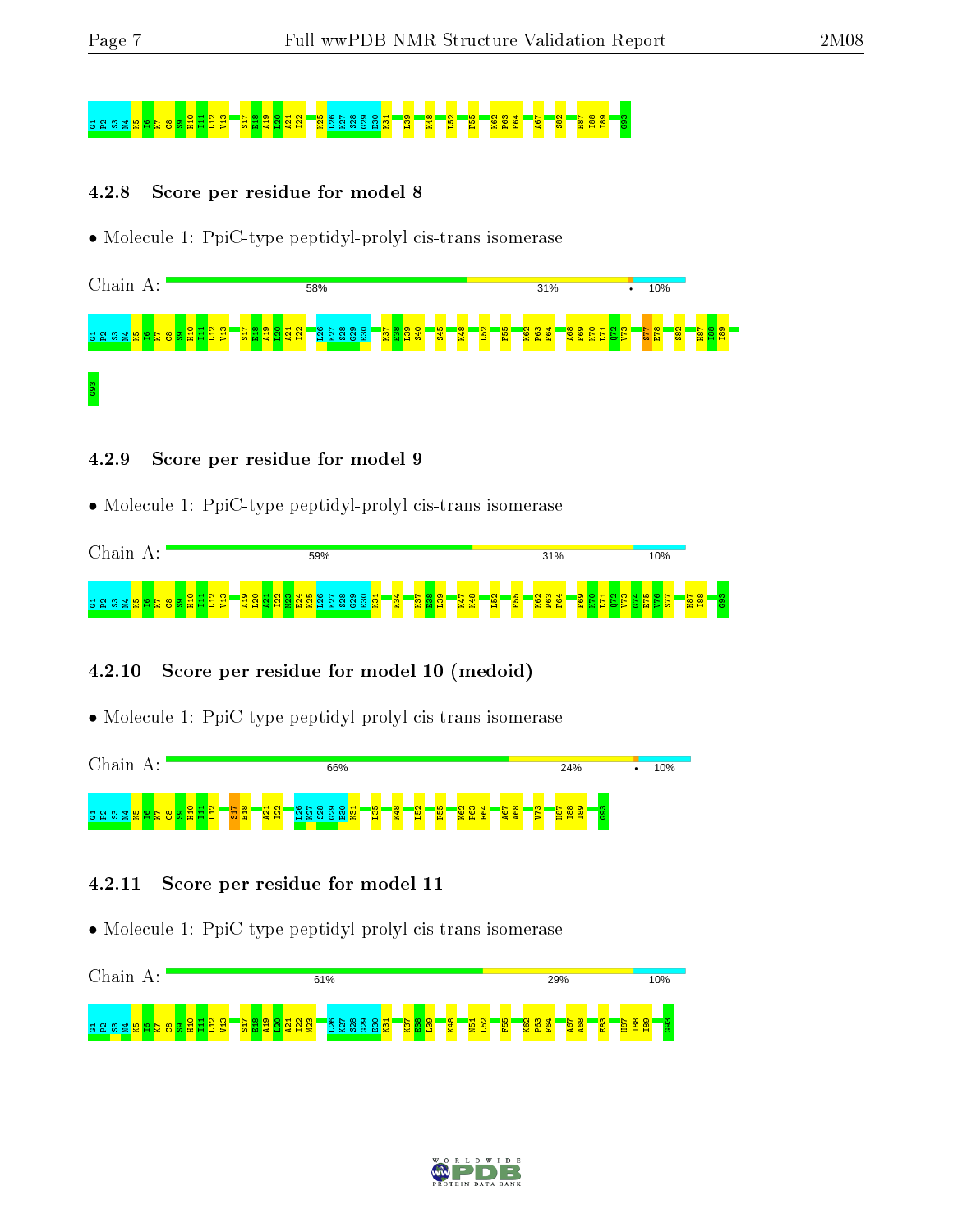G1 P2 S3 N4 K5 I6 K7 C8 S9 H10 I11 L12 V13 S17 E18 A19 L20 A21 I22 K25 L26 K27 S28 G29 E30 K31 L39 K48 L52 F55 K62 P63 F64 A67 S82 H87 I88 I89 G93

#### 4.2.8 Score per residue for model 8

- Molecule 1: PpiC-type peptidyl-prolyl cis-trans isomerase

Chain A: 58% 31% • 10%

G1 P2 S3 N4 K5 I6 K7 C8 S9 H10 I11 L12 V13 S17 E18 A19 L20 A21 I22 L26 K27 S28 G29 E30 K37 E38 L39 S40 S45 K48 L52 F55 K62 P63 F64 A68 F69 K70 L71 Q72 V73 S77 E78 S82 H87 I88 I89 G93

#### 4.2.9 Score per residue for model 9

- Molecule 1: PpiC-type peptidyl-prolyl cis-trans isomerase

Chain A: 59% 31% 10%

G1 P2 S3 N4 K5 I6 K7 C8 S9 H10 I11 L12 V13 A19 L20 A21 I22 M23 E24 K25 L26 K27 S28 G29 E30 K31 K34 K37 E38 L39 K47 K48 L52 F55 K62 P63 F64 F69 K70 L71 Q72 V73 G74 E75 V76 S77 H87 I88 G93

#### 4.2.10 Score per residue for model 10 (medoid)

- Molecule 1: PpiC-type peptidyl-prolyl cis-trans isomerase

Chain A: 66% 24% • 10%

G1 P2 S3 N4 K5 I6 K7 C8 S9 H10 I11 L12 S17 E18 A21 I22 L26 K27 S28 G29 E30 K31 L35 K48 L52 F55 K62 P63 F64 A67 A68 V73 H87 I88 I89 G93

#### 4.2.11 Score per residue for model 11

- Molecule 1: PpiC-type peptidyl-prolyl cis-trans isomerase

Chain A: 61% 29% 10%

G1 P2 S3 N4 K5 I6 K7 C8 S9 H10 I11 L12 V13 S17 E18 A19 L20 A21 I22 M23 I26 K27 S28 G29 E30 K31 K37 E38 L39 K48 N51 L52 F55 K62 P63 F64 A67 A68 E83 H87 I88 I89 G93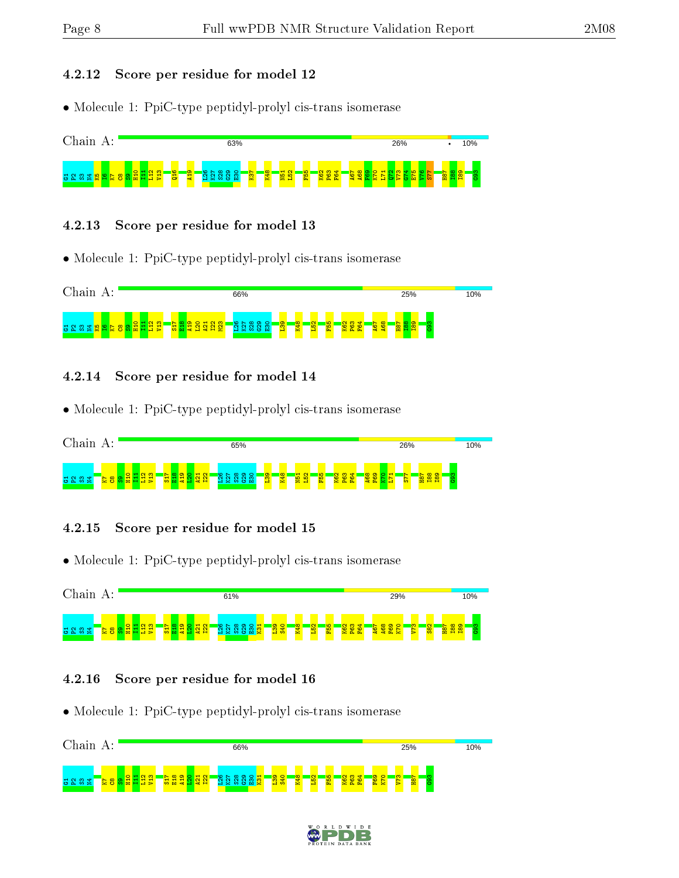### 4.2.12 Score per residue for model 12

- Molecule 1: PpiC-type peptidyl-prolyl cis-trans isomerase

Chain A: 63% 26% • 10%

G1 P2 S3 N4 K5 I6 K7 C8 S9 H10 I11 L12 V13 Q16 A19 L26 K27 S28 G29 E30 K37 K48 N51 L52 F55 K62 P63 F64 A67 A68 F69 K70 L71 Q72 V73 G74 E75 V76 S77 H87 I88 I89 G93

### 4.2.13 Score per residue for model 13

- Molecule 1: PpiC-type peptidyl-prolyl cis-trans isomerase

Chain A: 66% 25% 10%

G1 P2 S3 N4 K5 I6 K7 C8 S9 H10 I11 L12 V13 S17 E18 A19 L20 A21 I22 M23 L26 K27 S28 G29 E30 L39 K48 L52 F55 K62 P63 F64 A67 A68 H87 I88 I89 G93

### 4.2.14 Score per residue for model 14

- Molecule 1: PpiC-type peptidyl-prolyl cis-trans isomerase

Chain A: 65% 26% 10%

G1 P2 S3 N4 K7 C8 S9 H10 I11 L12 V13 S17 E18 A19 L20 A21 I22 L26 K27 S28 G29 E30 L39 K48 N51 L52 F55 K62 P63 F64 A68 F69 K70 L71 S77 H87 I88 I89 G93

### 4.2.15 Score per residue for model 15

- Molecule 1: PpiC-type peptidyl-prolyl cis-trans isomerase

Chain A: 61% 29% 10%

G1 P2 S3 N4 K7 C8 S9 H10 I11 L12 V13 S17 E18 A19 L20 A21 I22 L26 K27 S28 G29 E30 K31 L39 S40 K48 L52 F55 K62 P63 F64 A67 A68 F69 K70 V73 S82 H87 I88 I89 G93

### 4.2.16 Score per residue for model 16

- Molecule 1: PpiC-type peptidyl-prolyl cis-trans isomerase

Chain A: 66% 25% 10%

G1 P2 S3 N4 K7 C8 S9 H10 I11 L12 V13 S17 E18 A19 L20 A21 I22 L26 K27 S28 G29 E30 K31 L39 S40 K48 L52 F55 K62 P63 F64 F69 K70 V73 H87 G93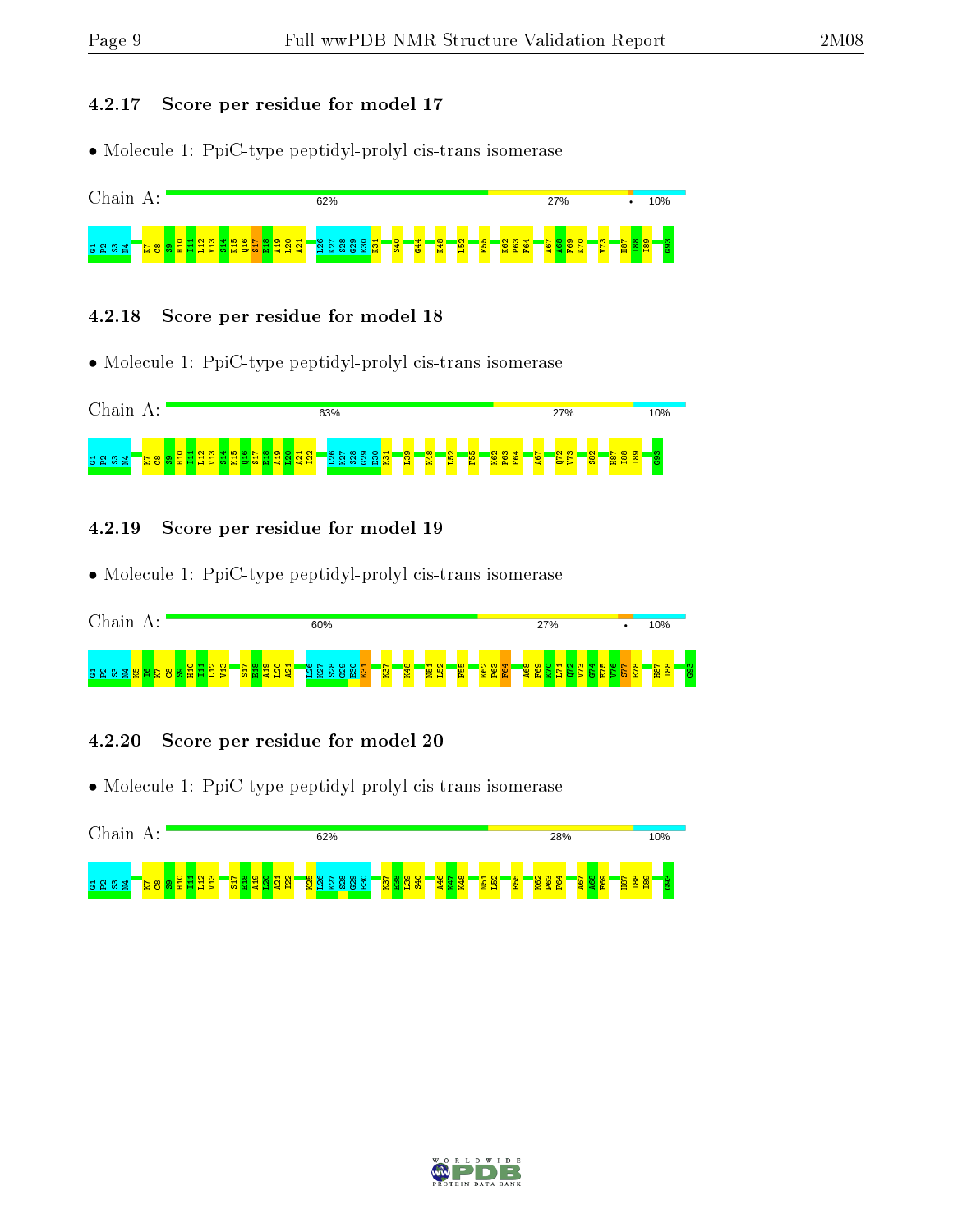### 4.2.17 Score per residue for model 17

• Molecule 1: PpiC-type peptidyl-prolyl cis-trans isomerase

Chain A: 62% 27% • 10%

G1 P2 S3 N4 K7 C8 S9 H10 I11 L12 V13 S14 K15 Q16 S17 E18 A19 L20 A21 L26 K27 S28 G29 E30 K31 S40 G44 K48 L52 F55 K62 P63 F64 A67 A68 F69 K70 V73 H87 I88 I89 G93

### 4.2.18 Score per residue for model 18

• Molecule 1: PpiC-type peptidyl-prolyl cis-trans isomerase

Chain A: 63% 27% 10%

G1 P2 S3 N4 K7 C8 S9 H10 I11 L12 V13 S14 K15 Q16 S17 E18 A19 L20 A21 I22 L26 K27 S28 G29 E30 K31 L39 K48 L52 F55 K62 P63 F64 A67 Q72 V73 S82 H87 I88 I89 G93

### 4.2.19 Score per residue for model 19

• Molecule 1: PpiC-type peptidyl-prolyl cis-trans isomerase

Chain A: 60% 27% • 10%

G1 P2 S3 N4 K5 I6 K7 C8 S9 H10 I11 L12 V13 S17 E18 A19 L20 A21 L26 K27 S28 G29 E30 K31 K37 K48 N51 L52 F55 K62 P63 F64 A68 F69 K70 L71 Q72 V73 G74 E75 V76 S77 E78 H87 I88 G93

### 4.2.20 Score per residue for model 20

• Molecule 1: PpiC-type peptidyl-prolyl cis-trans isomerase

Chain A: 62% 28% 10%

G1 P2 S3 N4 K7 C8 S9 H10 I11 L12 V13 S17 E18 A19 L20 A21 I22 K25 L26 K27 S28 G29 E30 K37 E38 L39 S40 A46 K47 K48 N51 L52 F55 K62 P63 F64 A67 A68 F69 H87 I88 I89 G93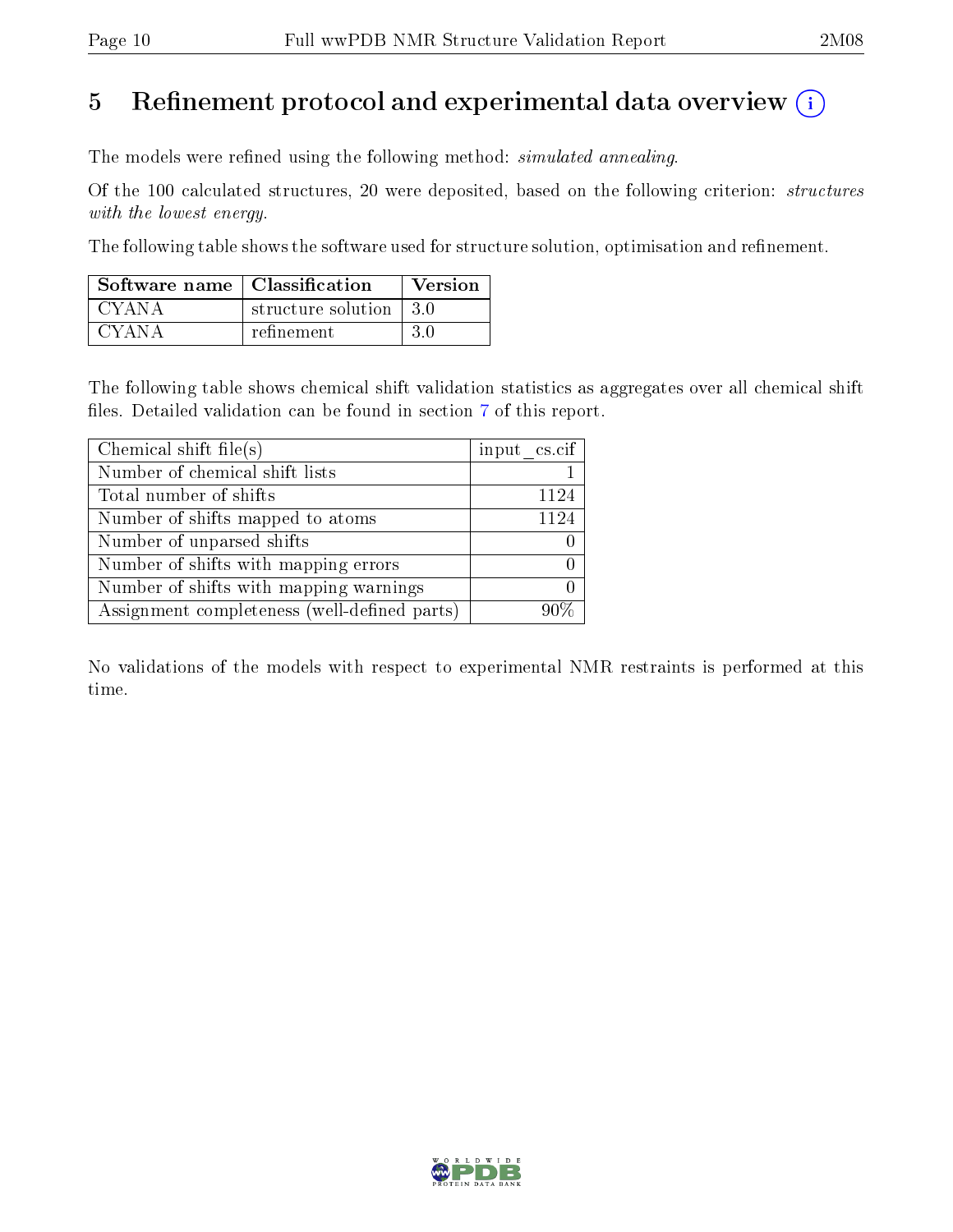# 5 Refinement protocol and experimental data overview (i)

The models were refined using the following method: *simulated annealing*.

Of the 100 calculated structures, 20 were deposited, based on the following criterion: *structures with the lowest energy*.

The following table shows the software used for structure solution, optimisation and refinement.

| Software name | Classification | Version |
|---|---|---|
| CYANA | structure solution | 3.0 |
| CYANA | refinement | 3.0 |

The following table shows chemical shift validation statistics as aggregates over all chemical shift files. Detailed validation can be found in section 7 of this report.

| Chemical shift file(s) | input_cs.cif |
|---|---|
| Number of chemical shift lists | 1 |
| Total number of shifts | 1124 |
| Number of shifts mapped to atoms | 1124 |
| Number of unparsed shifts | 0 |
| Number of shifts with mapping errors | 0 |
| Number of shifts with mapping warnings | 0 |
| Assignment completeness (well-defined parts) | 90% |

No validations of the models with respect to experimental NMR restraints is performed at this time.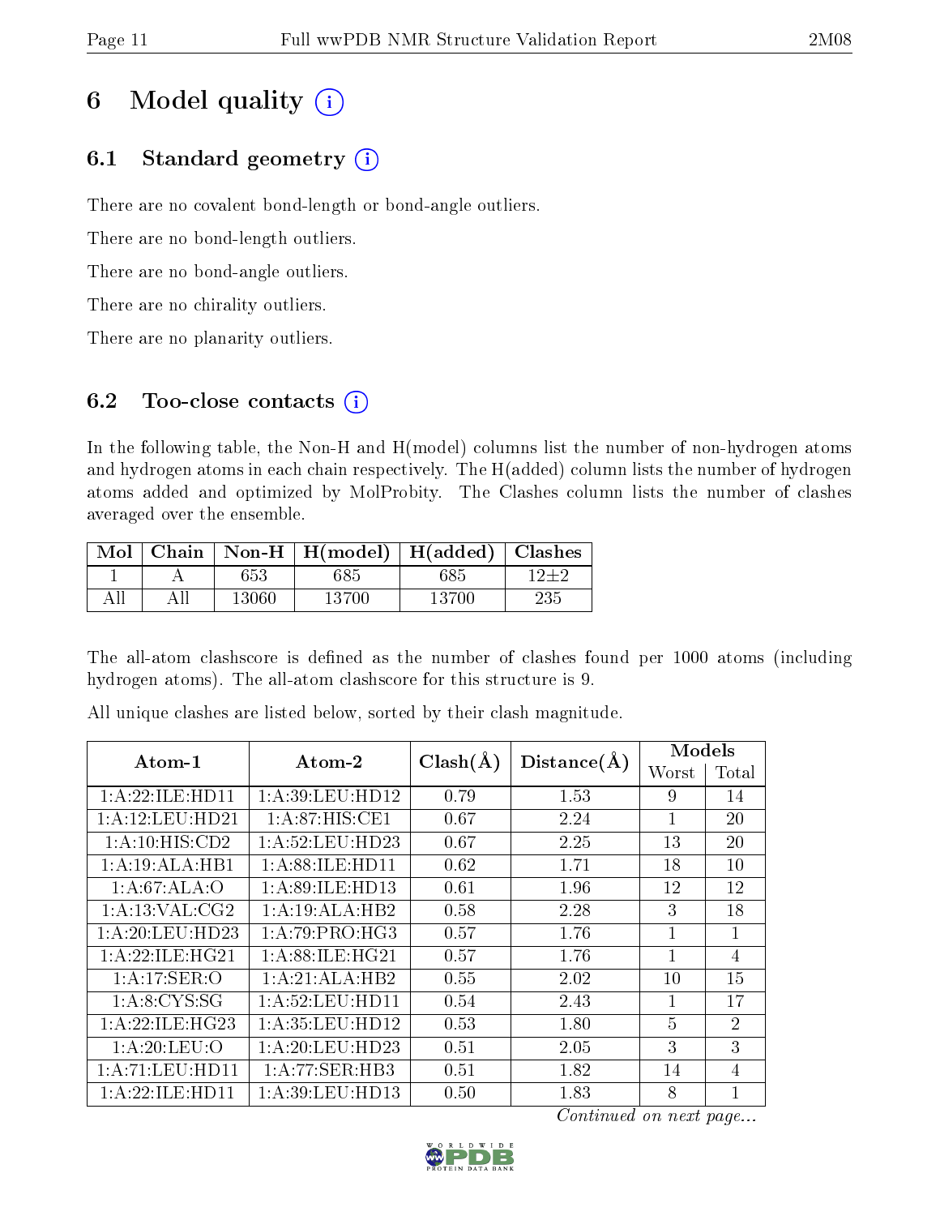# 6 Model quality

## 6.1 Standard geometry

There are no covalent bond-length or bond-angle outliers.

There are no bond-length outliers.

There are no bond-angle outliers.

There are no chirality outliers.

There are no planarity outliers.

## 6.2 Too-close contacts

In the following table, the Non-H and H(model) columns list the number of non-hydrogen atoms and hydrogen atoms in each chain respectively. The H(added) column lists the number of hydrogen atoms added and optimized by MolProbity. The Clashes column lists the number of clashes averaged over the ensemble.

| Mol | Chain | Non-H | H(model) | H(added) | Clashes |
|---|---|---|---|---|---|
| 1 | A | 653 | 685 | 685 | 12±2 |
| All | All | 13060 | 13700 | 13700 | 235 |

The all-atom clashscore is defined as the number of clashes found per 1000 atoms (including hydrogen atoms). The all-atom clashscore for this structure is 9.

All unique clashes are listed below, sorted by their clash magnitude.

| Atom-1 | Atom-2 | Clash(Å) | Distance(Å) | Models | |
|---|---|---|---|---|---|
| | | | | Worst | Total |
| 1:A:22:ILE:HD11 | 1:A:39:LEU:HD12 | 0.79 | 1.53 | 9 | 14 |
| 1:A:12:LEU:HD21 | 1:A:87:HIS:CE1 | 0.67 | 2.24 | 1 | 20 |
| 1:A:10:HIS:CD2 | 1:A:52:LEU:HD23 | 0.67 | 2.25 | 13 | 20 |
| 1:A:19:ALA:HB1 | 1:A:88:ILE:HD11 | 0.62 | 1.71 | 18 | 10 |
| 1:A:67:ALA:O | 1:A:89:ILE:HD13 | 0.61 | 1.96 | 12 | 12 |
| 1:A:13:VAL:CG2 | 1:A:19:ALA:HB2 | 0.58 | 2.28 | 3 | 18 |
| 1:A:20:LEU:HD23 | 1:A:79:PRO:HG3 | 0.57 | 1.76 | 1 | 1 |
| 1:A:22:ILE:HG21 | 1:A:88:ILE:HG21 | 0.57 | 1.76 | 1 | 4 |
| 1:A:17:SER:O | 1:A:21:ALA:HB2 | 0.55 | 2.02 | 10 | 15 |
| 1:A:8:CYS:SG | 1:A:52:LEU:HD11 | 0.54 | 2.43 | 1 | 17 |
| 1:A:22:ILE:HG23 | 1:A:35:LEU:HD12 | 0.53 | 1.80 | 5 | 2 |
| 1:A:20:LEU:O | 1:A:20:LEU:HD23 | 0.51 | 2.05 | 3 | 3 |
| 1:A:71:LEU:HD11 | 1:A:77:SER:HB3 | 0.51 | 1.82 | 14 | 4 |
| 1:A:22:ILE:HD11 | 1:A:39:LEU:HD13 | 0.50 | 1.83 | 8 | 1 |

*Continued on next page...*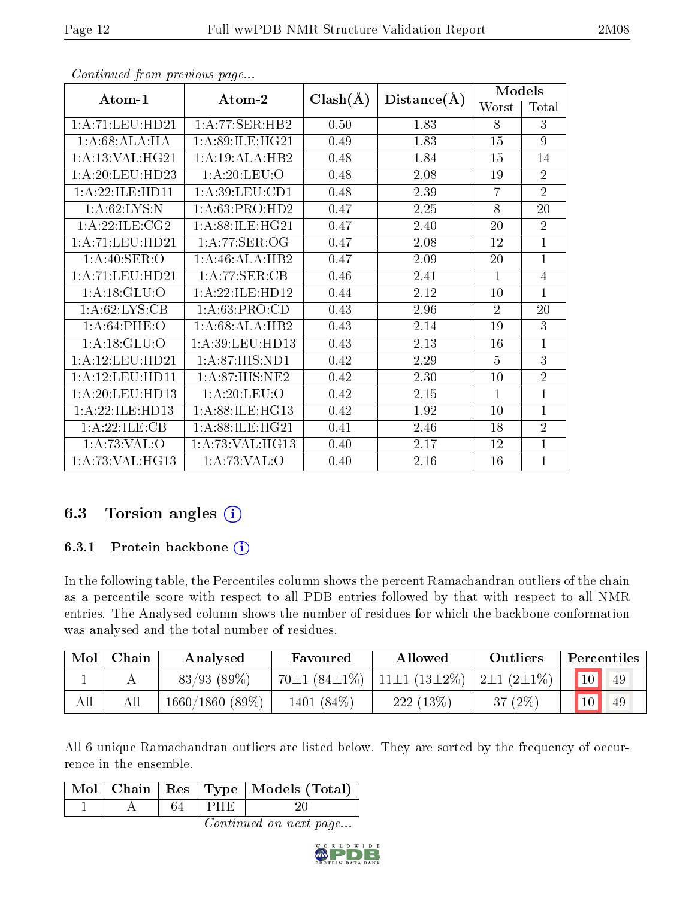*Continued from previous page...*

| Atom-1 | Atom-2 | Clash(Å) | Distance(Å) | Models | |
|---|---|---|---|---|---|
| | | | | Worst | Total |
| 1:A:71:LEU:HD21 | 1:A:77:SER:HB2 | 0.50 | 1.83 | 8 | 3 |
| 1:A:68:ALA:HA | 1:A:89:ILE:HG21 | 0.49 | 1.83 | 15 | 9 |
| 1:A:13:VAL:HG21 | 1:A:19:ALA:HB2 | 0.48 | 1.84 | 15 | 14 |
| 1:A:20:LEU:HD23 | 1:A:20:LEU:O | 0.48 | 2.08 | 19 | 2 |
| 1:A:22:ILE:HD11 | 1:A:39:LEU:CD1 | 0.48 | 2.39 | 7 | 2 |
| 1:A:62:LYS:N | 1:A:63:PRO:HD2 | 0.47 | 2.25 | 8 | 20 |
| 1:A:22:ILE:CG2 | 1:A:88:ILE:HG21 | 0.47 | 2.40 | 20 | 2 |
| 1:A:71:LEU:HD21 | 1:A:77:SER:OG | 0.47 | 2.08 | 12 | 1 |
| 1:A:40:SER:O | 1:A:46:ALA:HB2 | 0.47 | 2.09 | 20 | 1 |
| 1:A:71:LEU:HD21 | 1:A:77:SER:CB | 0.46 | 2.41 | 1 | 4 |
| 1:A:18:GLU:O | 1:A:22:ILE:HD12 | 0.44 | 2.12 | 10 | 1 |
| 1:A:62:LYS:CB | 1:A:63:PRO:CD | 0.43 | 2.96 | 2 | 20 |
| 1:A:64:PHE:O | 1:A:68:ALA:HB2 | 0.43 | 2.14 | 19 | 3 |
| 1:A:18:GLU:O | 1:A:39:LEU:HD13 | 0.43 | 2.13 | 16 | 1 |
| 1:A:12:LEU:HD21 | 1:A:87:HIS:ND1 | 0.42 | 2.29 | 5 | 3 |
| 1:A:12:LEU:HD11 | 1:A:87:HIS:NE2 | 0.42 | 2.30 | 10 | 2 |
| 1:A:20:LEU:HD13 | 1:A:20:LEU:O | 0.42 | 2.15 | 1 | 1 |
| 1:A:22:ILE:HD13 | 1:A:88:ILE:HG13 | 0.42 | 1.92 | 10 | 1 |
| 1:A:22:ILE:CB | 1:A:88:ILE:HG21 | 0.41 | 2.46 | 18 | 2 |
| 1:A:73:VAL:O | 1:A:73:VAL:HG13 | 0.40 | 2.17 | 12 | 1 |
| 1:A:73:VAL:HG13 | 1:A:73:VAL:O | 0.40 | 2.16 | 16 | 1 |

## 6.3 Torsion angles

### 6.3.1 Protein backbone

In the following table, the Percentiles column shows the percent Ramachandran outliers of the chain as a percentile score with respect to all PDB entries followed by that with respect to all NMR entries. The Analysed column shows the number of residues for which the backbone conformation was analysed and the total number of residues.

| Mol | Chain | Analysed | Favoured | Allowed | Outliers | Percentiles | |
|---|---|---|---|---|---|---|---|
| 1 | A | 83/93 (89%) | 70±1 (84±1%) | 11±1 (13±2%) | 2±1 (2±1%) | 10 | 49 |
| All | All | 1660/1860 (89%) | 1401 (84%) | 222 (13%) | 37 (2%) | 10 | 49 |

All 6 unique Ramachandran outliers are listed below. They are sorted by the frequency of occurrence in the ensemble.

| Mol | Chain | Res | Type | Models (Total) |
|---|---|---|---|---|
| 1 | A | 64 | PHE | 20 |

*Continued on next page...*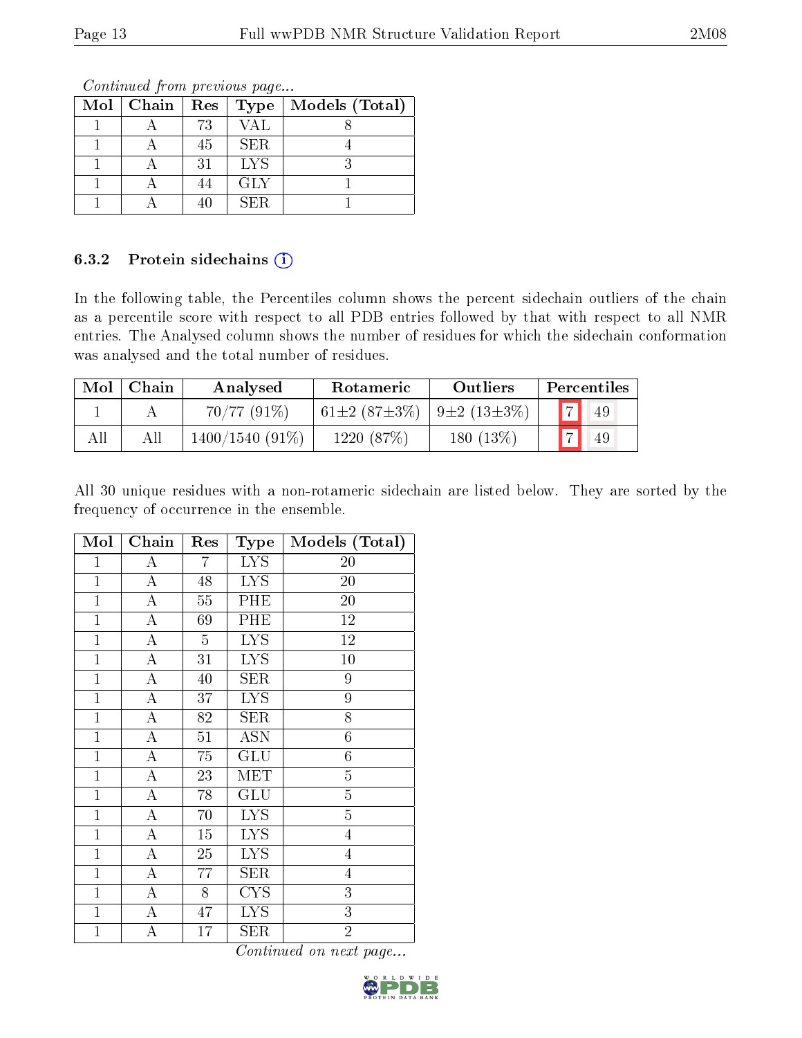*Continued from previous page...*

| Mol | Chain | Res | Type | Models (Total) |
|---|---|---|---|---|
| 1 | A | 73 | VAL | 8 |
| 1 | A | 45 | SER | 4 |
| 1 | A | 31 | LYS | 3 |
| 1 | A | 44 | GLY | 1 |
| 1 | A | 40 | SER | 1 |

### 6.3.2 Protein sidechains (i)

In the following table, the Percentiles column shows the percent sidechain outliers of the chain as a percentile score with respect to all PDB entries followed by that with respect to all NMR entries. The Analysed column shows the number of residues for which the sidechain conformation was analysed and the total number of residues.

| Mol | Chain | Analysed | Rotameric | Outliers | Percentiles | |
|---|---|---|---|---|---|---|
| 1 | A | 70/77 (91%) | 61±2 (87±3%) | 9±2 (13±3%) | 7 | 49 |
| All | All | 1400/1540 (91%) | 1220 (87%) | 180 (13%) | 7 | 49 |

All 30 unique residues with a non-rotameric sidechain are listed below. They are sorted by the frequency of occurrence in the ensemble.

| Mol | Chain | Res | Type | Models (Total) |
|---|---|---|---|---|
| 1 | A | 7 | LYS | 20 |
| 1 | A | 48 | LYS | 20 |
| 1 | A | 55 | PHE | 20 |
| 1 | A | 69 | PHE | 12 |
| 1 | A | 5 | LYS | 12 |
| 1 | A | 31 | LYS | 10 |
| 1 | A | 40 | SER | 9 |
| 1 | A | 37 | LYS | 9 |
| 1 | A | 82 | SER | 8 |
| 1 | A | 51 | ASN | 6 |
| 1 | A | 75 | GLU | 6 |
| 1 | A | 23 | MET | 5 |
| 1 | A | 78 | GLU | 5 |
| 1 | A | 70 | LYS | 5 |
| 1 | A | 15 | LYS | 4 |
| 1 | A | 25 | LYS | 4 |
| 1 | A | 77 | SER | 4 |
| 1 | A | 8 | CYS | 3 |
| 1 | A | 47 | LYS | 3 |
| 1 | A | 17 | SER | 2 |

*Continued on next page...*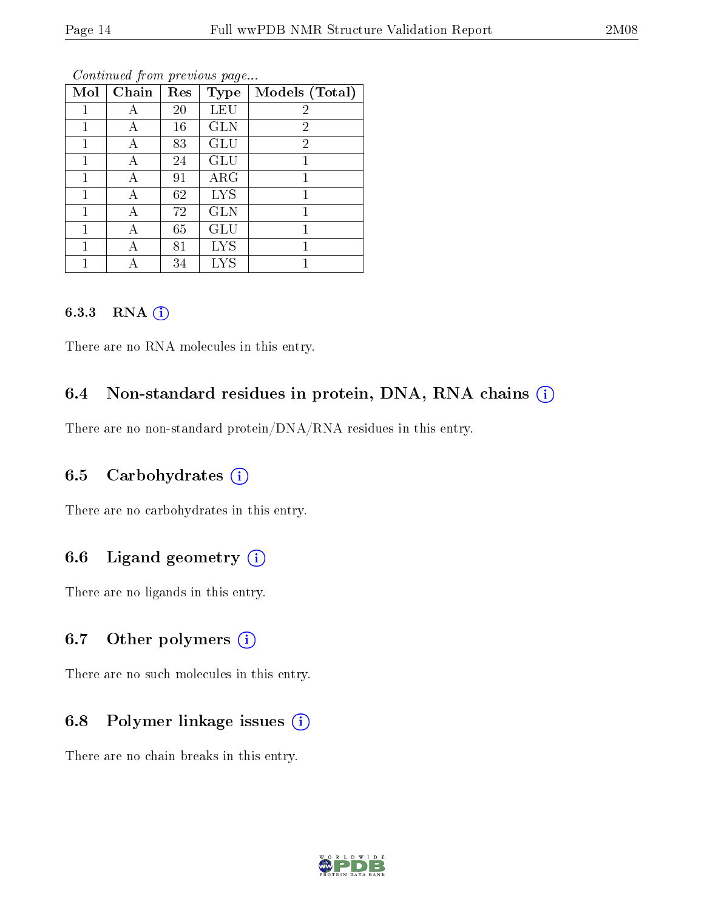*Continued from previous page...*

| Mol | Chain | Res | Type | Models (Total) |
|---|---|---|---|---|
| 1 | A | 20 | LEU | 2 |
| 1 | A | 16 | GLN | 2 |
| 1 | A | 83 | GLU | 2 |
| 1 | A | 24 | GLU | 1 |
| 1 | A | 91 | ARG | 1 |
| 1 | A | 62 | LYS | 1 |
| 1 | A | 72 | GLN | 1 |
| 1 | A | 65 | GLU | 1 |
| 1 | A | 81 | LYS | 1 |
| 1 | A | 34 | LYS | 1 |

#### 6.3.3 RNA

There are no RNA molecules in this entry.

### 6.4 Non-standard residues in protein, DNA, RNA chains

There are no non-standard protein/DNA/RNA residues in this entry.

### 6.5 Carbohydrates

There are no carbohydrates in this entry.

### 6.6 Ligand geometry

There are no ligands in this entry.

### 6.7 Other polymers

There are no such molecules in this entry.

### 6.8 Polymer linkage issues

There are no chain breaks in this entry.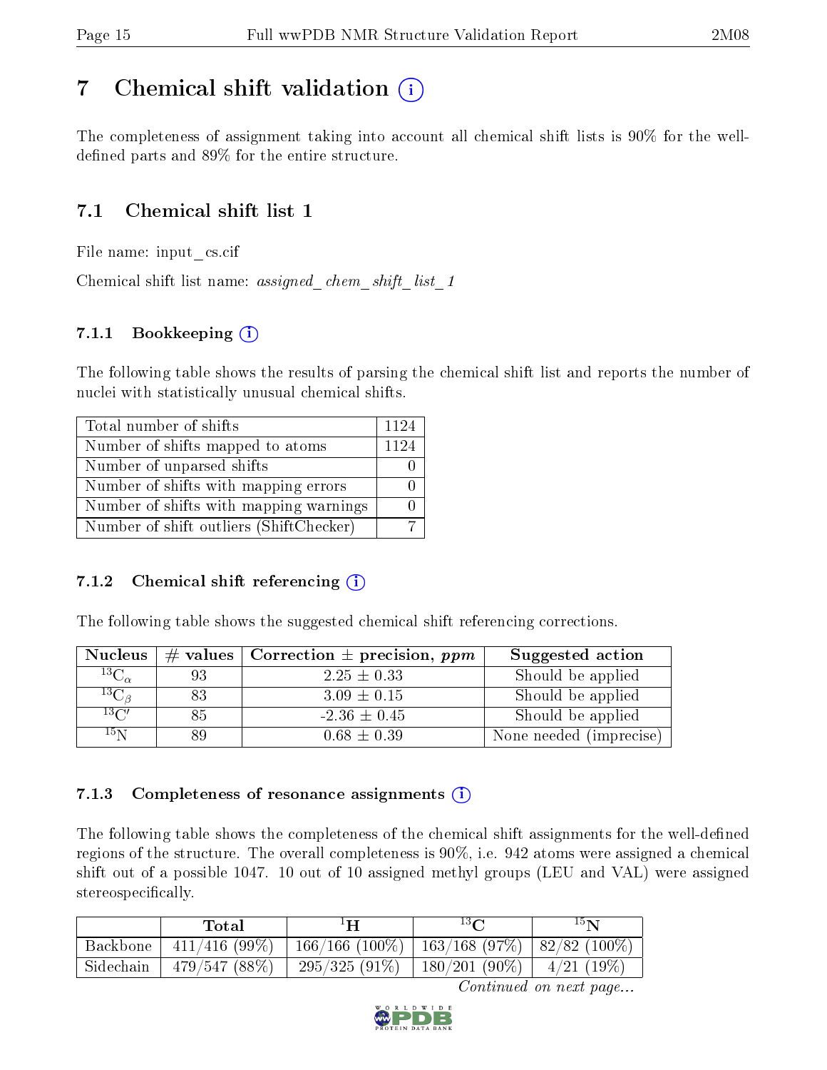# 7 Chemical shift validation

The completeness of assignment taking into account all chemical shift lists is 90% for the well-defined parts and 89% for the entire structure.

## 7.1 Chemical shift list 1

File name: input_cs.cif

Chemical shift list name: *assigned_chem_shift_list_1*

### 7.1.1 Bookkeeping

The following table shows the results of parsing the chemical shift list and reports the number of nuclei with statistically unusual chemical shifts.

| Total number of shifts | 1124 |
|---|---|
| Number of shifts mapped to atoms | 1124 |
| Number of unparsed shifts | 0 |
| Number of shifts with mapping errors | 0 |
| Number of shifts with mapping warnings | 0 |
| Number of shift outliers (ShiftChecker) | 7 |

### 7.1.2 Chemical shift referencing

The following table shows the suggested chemical shift referencing corrections.

| Nucleus | # values | Correction ± precision, *ppm* | Suggested action |
|---|---|---|---|
| $^{13}C_{\alpha}$ | 93 | 2.25 ± 0.33 | Should be applied |
| $^{13}C_{\beta}$ | 83 | 3.09 ± 0.15 | Should be applied |
| $^{13}C'$ | 85 | -2.36 ± 0.45 | Should be applied |
| $^{15}N$ | 89 | 0.68 ± 0.39 | None needed (imprecise) |

### 7.1.3 Completeness of resonance assignments

The following table shows the completeness of the chemical shift assignments for the well-defined regions of the structure. The overall completeness is 90%, i.e. 942 atoms were assigned a chemical shift out of a possible 1047. 10 out of 10 assigned methyl groups (LEU and VAL) were assigned stereospecifically.

| | Total | $^{1}H$ | $^{13}C$ | $^{15}N$ |
|---|---|---|---|---|
| Backbone | 411/416 (99%) | 166/166 (100%) | 163/168 (97%) | 82/82 (100%) |
| Sidechain | 479/547 (88%) | 295/325 (91%) | 180/201 (90%) | 4/21 (19%) |

*Continued on next page...*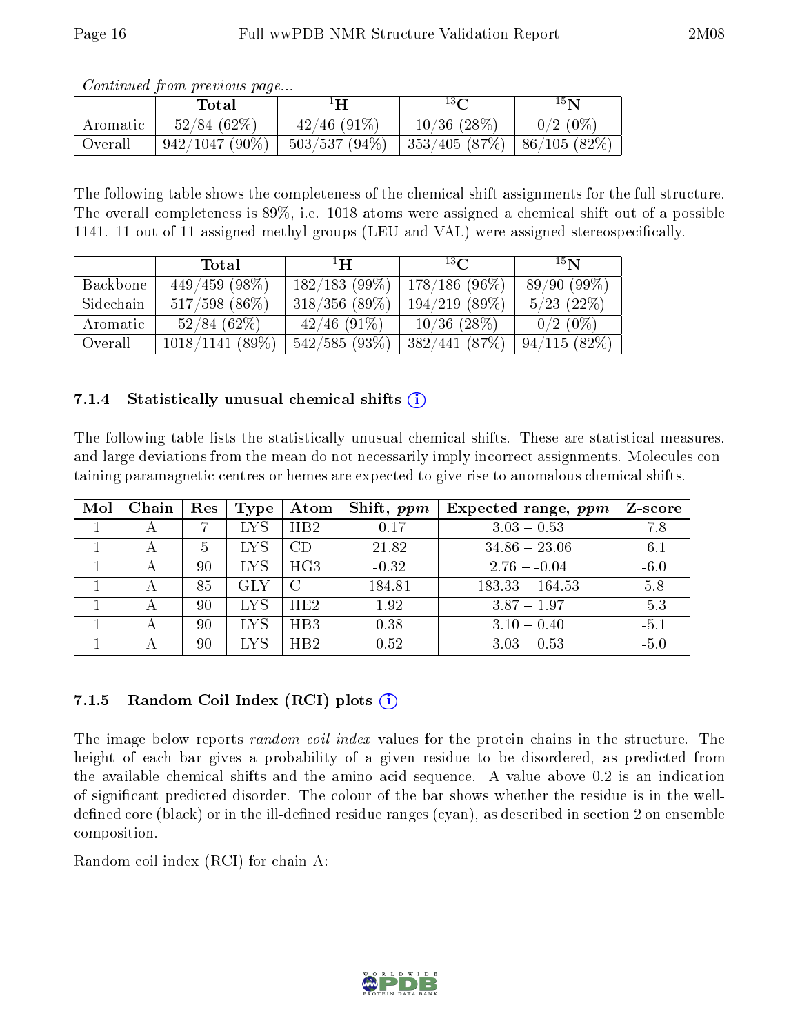*Continued from previous page...*

| | Total | $^{1}H$ | $^{13}C$ | $^{15}N$ |
|---|---|---|---|---|
| Aromatic | 52/84 (62%) | 42/46 (91%) | 10/36 (28%) | 0/2 (0%) |
| Overall | 942/1047 (90%) | 503/537 (94%) | 353/405 (87%) | 86/105 (82%) |

The following table shows the completeness of the chemical shift assignments for the full structure. The overall completeness is 89%, i.e. 1018 atoms were assigned a chemical shift out of a possible 1141. 11 out of 11 assigned methyl groups (LEU and VAL) were assigned stereospecifically.

| | Total | $^{1}H$ | $^{13}C$ | $^{15}N$ |
|---|---|---|---|---|
| Backbone | 449/459 (98%) | 182/183 (99%) | 178/186 (96%) | 89/90 (99%) |
| Sidechain | 517/598 (86%) | 318/356 (89%) | 194/219 (89%) | 5/23 (22%) |
| Aromatic | 52/84 (62%) | 42/46 (91%) | 10/36 (28%) | 0/2 (0%) |
| Overall | 1018/1141 (89%) | 542/585 (93%) | 382/441 (87%) | 94/115 (82%) |

### 7.1.4 Statistically unusual chemical shifts

The following table lists the statistically unusual chemical shifts. These are statistical measures, and large deviations from the mean do not necessarily imply incorrect assignments. Molecules containing paramagnetic centres or hemes are expected to give rise to anomalous chemical shifts.

| Mol | Chain | Res | Type | Atom | Shift, *ppm* | Expected range, *ppm* | Z-score |
|---|---|---|---|---|---|---|---|
| 1 | A | 7 | LYS | HB2 | -0.17 | 3.03 – 0.53 | -7.8 |
| 1 | A | 5 | LYS | CD | 21.82 | 34.86 – 23.06 | -6.1 |
| 1 | A | 90 | LYS | HG3 | -0.32 | 2.76 – -0.04 | -6.0 |
| 1 | A | 85 | GLY | C | 184.81 | 183.33 – 164.53 | 5.8 |
| 1 | A | 90 | LYS | HE2 | 1.92 | 3.87 – 1.97 | -5.3 |
| 1 | A | 90 | LYS | HB3 | 0.38 | 3.10 – 0.40 | -5.1 |
| 1 | A | 90 | LYS | HB2 | 0.52 | 3.03 – 0.53 | -5.0 |

### 7.1.5 Random Coil Index (RCI) plots

The image below reports *random coil index* values for the protein chains in the structure. The height of each bar gives a probability of a given residue to be disordered, as predicted from the available chemical shifts and the amino acid sequence. A value above 0.2 is an indication of significant predicted disorder. The colour of the bar shows whether the residue is in the well-defined core (black) or in the ill-defined residue ranges (cyan), as described in section 2 on ensemble composition.

Random coil index (RCI) for chain A: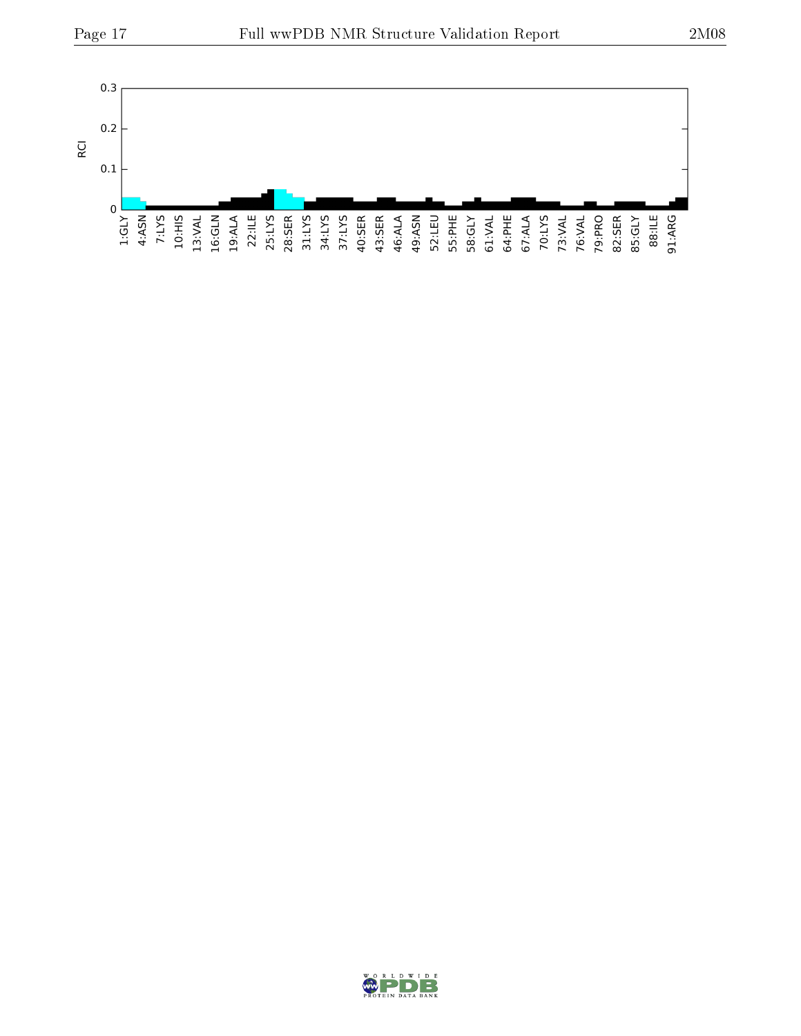0.3

0.2

RCI

0.1

0

1:GLY
4:ASN
7:LYS
10:HIS
13:VAL
16:GLN
19:ALA
22:ILE
25:LYS
28:SER
31:LYS
34:LYS
37:LYS
40:SER
43:SER
46:ALA
49:ASN
52:LEU
55:PHE
58:GLY
61:VAL
64:PHE
67:ALA
70:LYS
73:VAL
76:VAL
79:PRO
82:SER
85:GLY
88:ILE
91:ARG